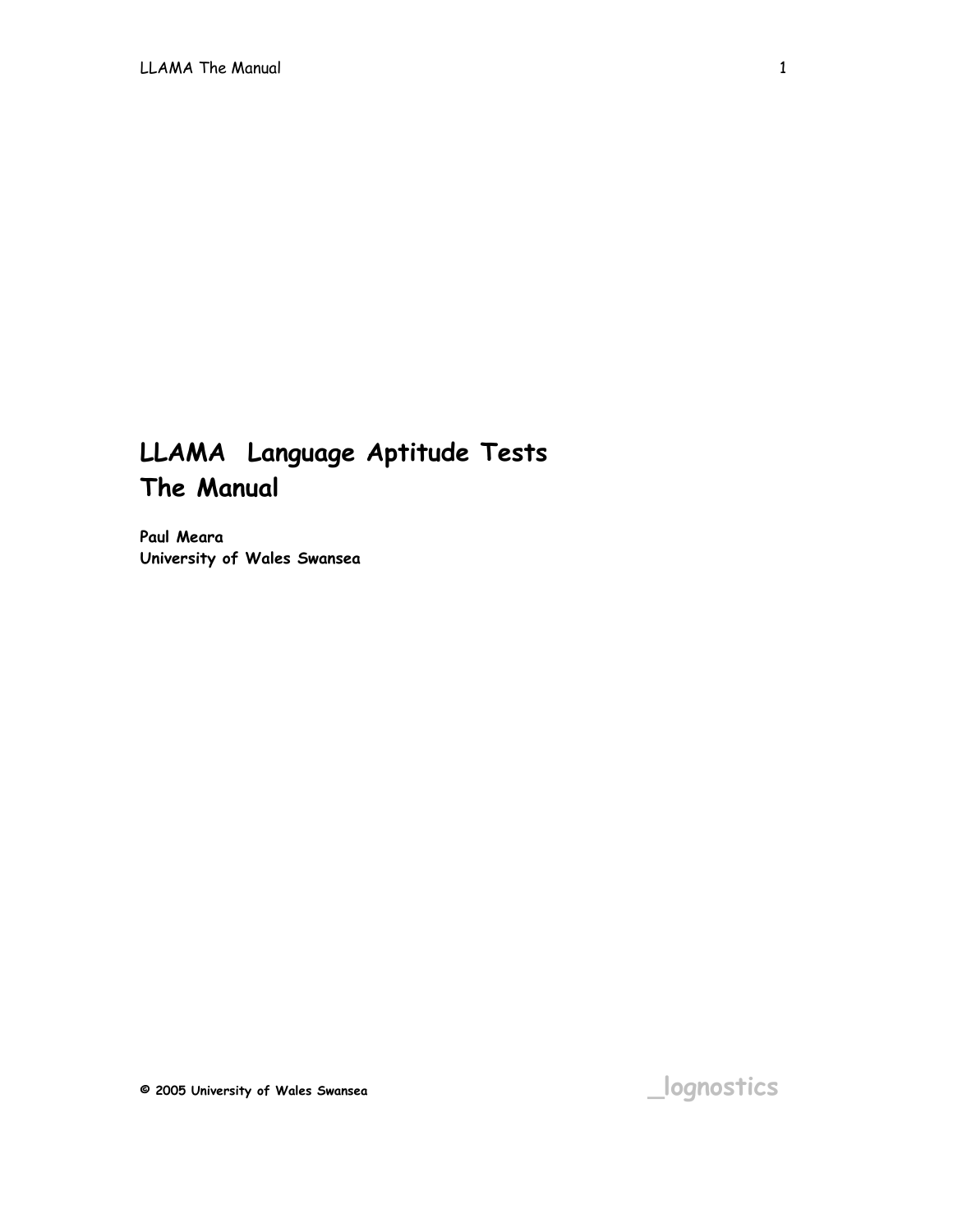# LLAMA Language Aptitude Tests
# The Manual

**Paul Meara**
**University of Wales Swansea**

**© 2005 University of Wales Swansea**

_lognostics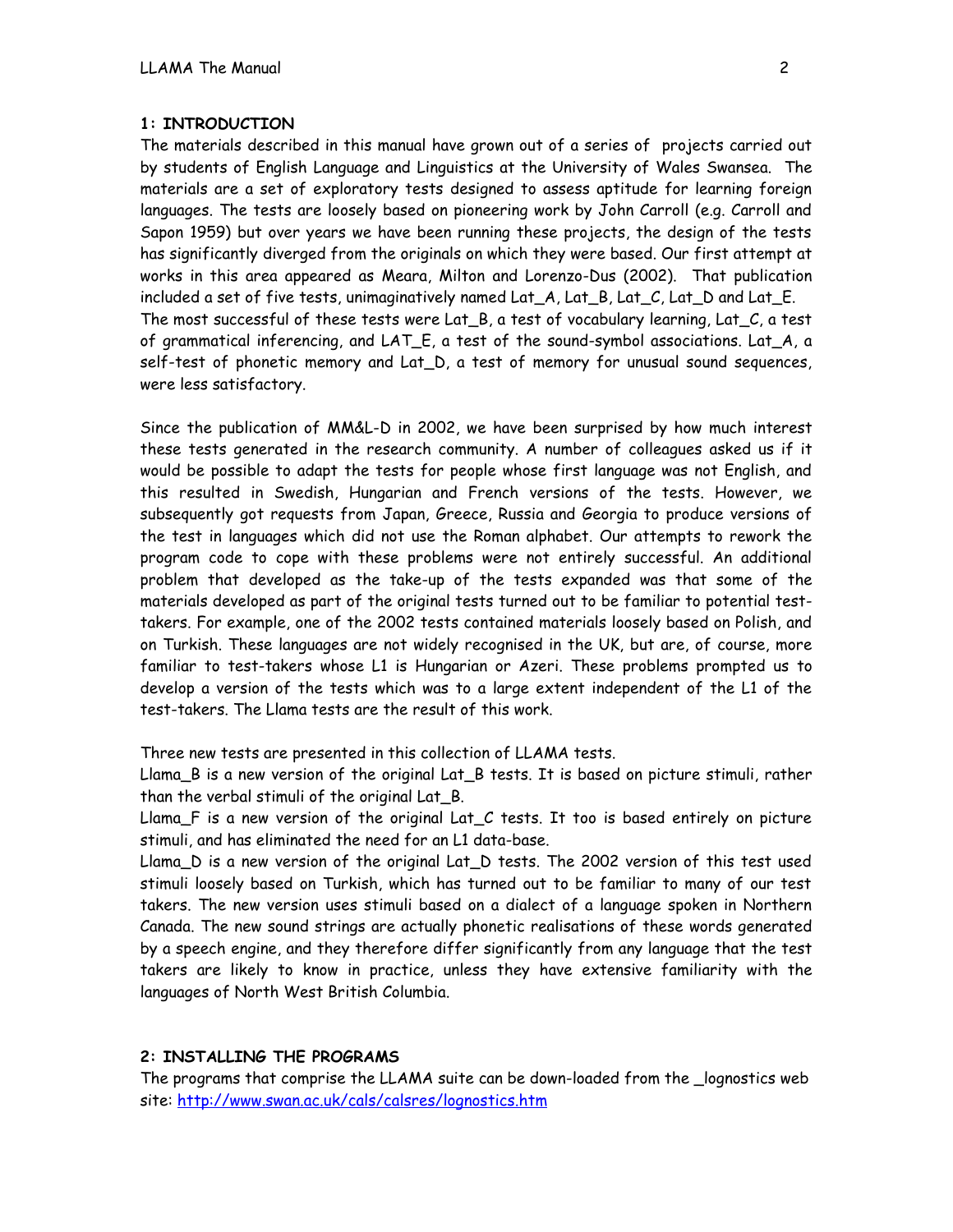## 1: INTRODUCTION

The materials described in this manual have grown out of a series of projects carried out by students of English Language and Linguistics at the University of Wales Swansea. The materials are a set of exploratory tests designed to assess aptitude for learning foreign languages. The tests are loosely based on pioneering work by John Carroll (e.g. Carroll and Sapon 1959) but over years we have been running these projects, the design of the tests has significantly diverged from the originals on which they were based. Our first attempt at works in this area appeared as Meara, Milton and Lorenzo-Dus (2002). That publication included a set of five tests, unimaginatively named Lat_A, Lat_B, Lat_C, Lat_D and Lat_E. The most successful of these tests were Lat_B, a test of vocabulary learning, Lat_C, a test of grammatical inferencing, and LAT_E, a test of the sound-symbol associations. Lat_A, a self-test of phonetic memory and Lat_D, a test of memory for unusual sound sequences, were less satisfactory.

Since the publication of MM&L-D in 2002, we have been surprised by how much interest these tests generated in the research community. A number of colleagues asked us if it would be possible to adapt the tests for people whose first language was not English, and this resulted in Swedish, Hungarian and French versions of the tests. However, we subsequently got requests from Japan, Greece, Russia and Georgia to produce versions of the test in languages which did not use the Roman alphabet. Our attempts to rework the program code to cope with these problems were not entirely successful. An additional problem that developed as the take-up of the tests expanded was that some of the materials developed as part of the original tests turned out to be familiar to potential test-takers. For example, one of the 2002 tests contained materials loosely based on Polish, and on Turkish. These languages are not widely recognised in the UK, but are, of course, more familiar to test-takers whose L1 is Hungarian or Azeri. These problems prompted us to develop a version of the tests which was to a large extent independent of the L1 of the test-takers. The Llama tests are the result of this work.

Three new tests are presented in this collection of LLAMA tests.

Llama_B is a new version of the original Lat_B tests. It is based on picture stimuli, rather than the verbal stimuli of the original Lat_B.

Llama_F is a new version of the original Lat_C tests. It too is based entirely on picture stimuli, and has eliminated the need for an L1 data-base.

Llama_D is a new version of the original Lat_D tests. The 2002 version of this test used stimuli loosely based on Turkish, which has turned out to be familiar to many of our test takers. The new version uses stimuli based on a dialect of a language spoken in Northern Canada. The new sound strings are actually phonetic realisations of these words generated by a speech engine, and they therefore differ significantly from any language that the test takers are likely to know in practice, unless they have extensive familiarity with the languages of North West British Columbia.

## 2: INSTALLING THE PROGRAMS

The programs that comprise the LLAMA suite can be down-loaded from the _lognostics web site: [http://www.swan.ac.uk/cals/calsres/lognostics.htm](http://www.swan.ac.uk/cals/calsres/lognostics.htm)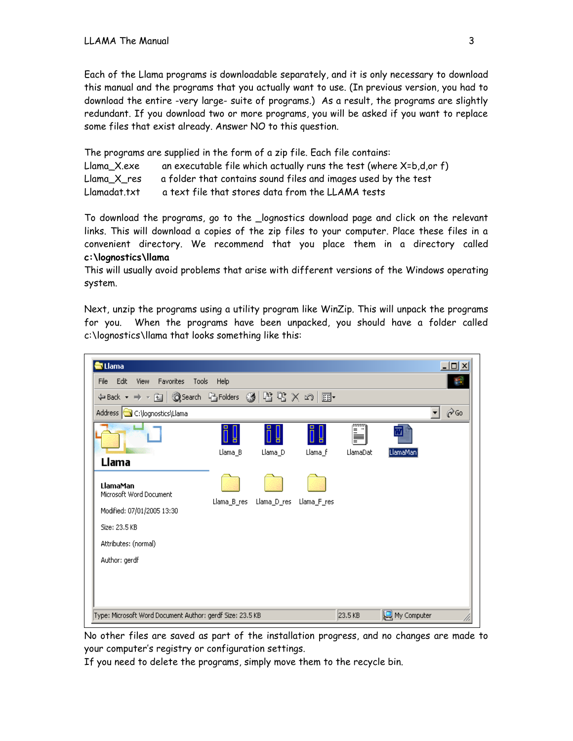Each of the Llama programs is downloadable separately, and it is only necessary to download this manual and the programs that you actually want to use. (In previous version, you had to download the entire -very large- suite of programs.) As a result, the programs are slightly redundant. If you download two or more programs, you will be asked if you want to replace some files that exist already. Answer NO to this question.

The programs are supplied in the form of a zip file. Each file contains:

| | |
|---|---|
| Llama_X.exe | an executable file which actually runs the test (where X=b,d,or f) |
| Llama_X_res | a folder that contains sound files and images used by the test |
| Llamadat.txt | a text file that stores data from the LLAMA tests |

To download the programs, go to the _lognostics download page and click on the relevant links. This will download a copies of the zip files to your computer. Place these files in a convenient directory. We recommend that you place them in a directory called **c:\lognostics\llama**

This will usually avoid problems that arise with different versions of the Windows operating system.

Next, unzip the programs using a utility program like WinZip. This will unpack the programs for you. When the programs have been unpacked, you should have a folder called c:\lognostics\llama that looks something like this:

No other files are saved as part of the installation progress, and no changes are made to your computer's registry or configuration settings.

If you need to delete the programs, simply move them to the recycle bin.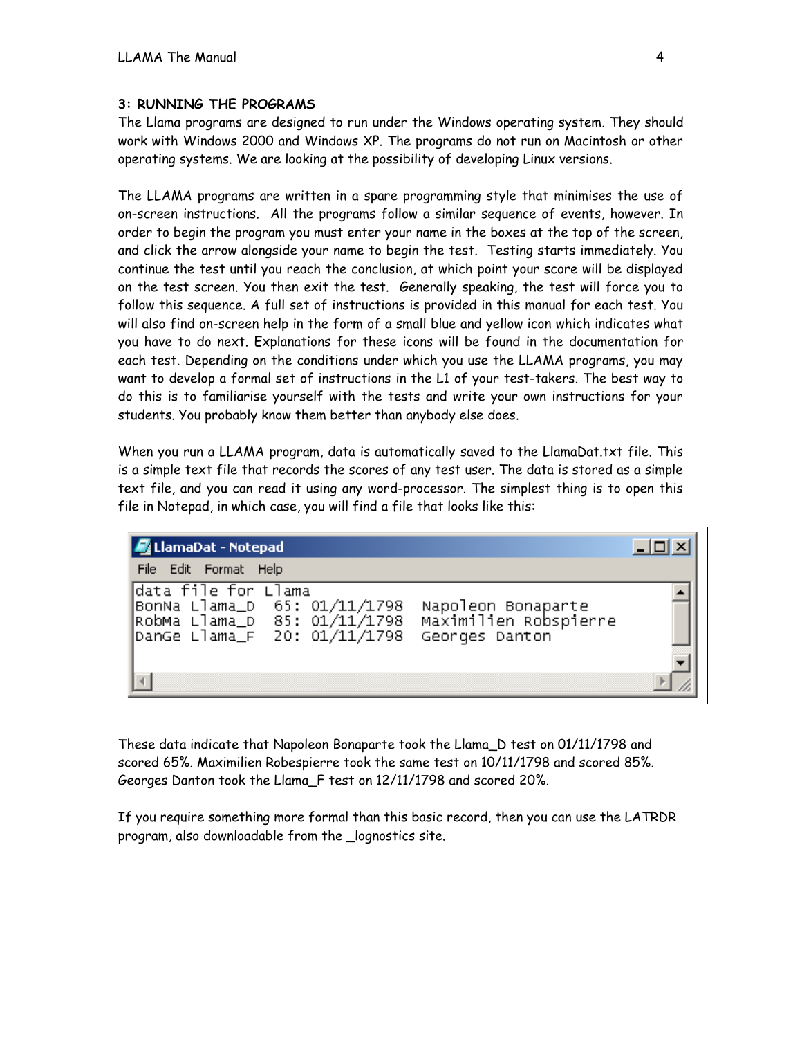## 3: RUNNING THE PROGRAMS

The Llama programs are designed to run under the Windows operating system. They should work with Windows 2000 and Windows XP. The programs do not run on Macintosh or other operating systems. We are looking at the possibility of developing Linux versions.

The LLAMA programs are written in a spare programming style that minimises the use of on-screen instructions. All the programs follow a similar sequence of events, however. In order to begin the program you must enter your name in the boxes at the top of the screen, and click the arrow alongside your name to begin the test. Testing starts immediately. You continue the test until you reach the conclusion, at which point your score will be displayed on the test screen. You then exit the test. Generally speaking, the test will force you to follow this sequence. A full set of instructions is provided in this manual for each test. You will also find on-screen help in the form of a small blue and yellow icon which indicates what you have to do next. Explanations for these icons will be found in the documentation for each test. Depending on the conditions under which you use the LLAMA programs, you may want to develop a formal set of instructions in the L1 of your test-takers. The best way to do this is to familiarise yourself with the tests and write your own instructions for your students. You probably know them better than anybody else does.

When you run a LLAMA program, data is automatically saved to the LlamaDat.txt file. This is a simple text file that records the scores of any test user. The data is stored as a simple text file, and you can read it using any word-processor. The simplest thing is to open this file in Notepad, in which case, you will find a file that looks like this:

```
LlamaDat - Notepad
File  Edit  Format  Help
data file for Llama
BonNa Llama_D  65: 01/11/1798  Napoleon Bonaparte
RobMa Llama_D  85: 01/11/1798  Maximilien Robspierre
DanGe Llama_F  20: 01/11/1798  Georges Danton
```

These data indicate that Napoleon Bonaparte took the Llama_D test on 01/11/1798 and scored 65%. Maximilien Robespierre took the same test on 10/11/1798 and scored 85%. Georges Danton took the Llama_F test on 12/11/1798 and scored 20%.

If you require something more formal than this basic record, then you can use the LATRDR program, also downloadable from the _lognostics site.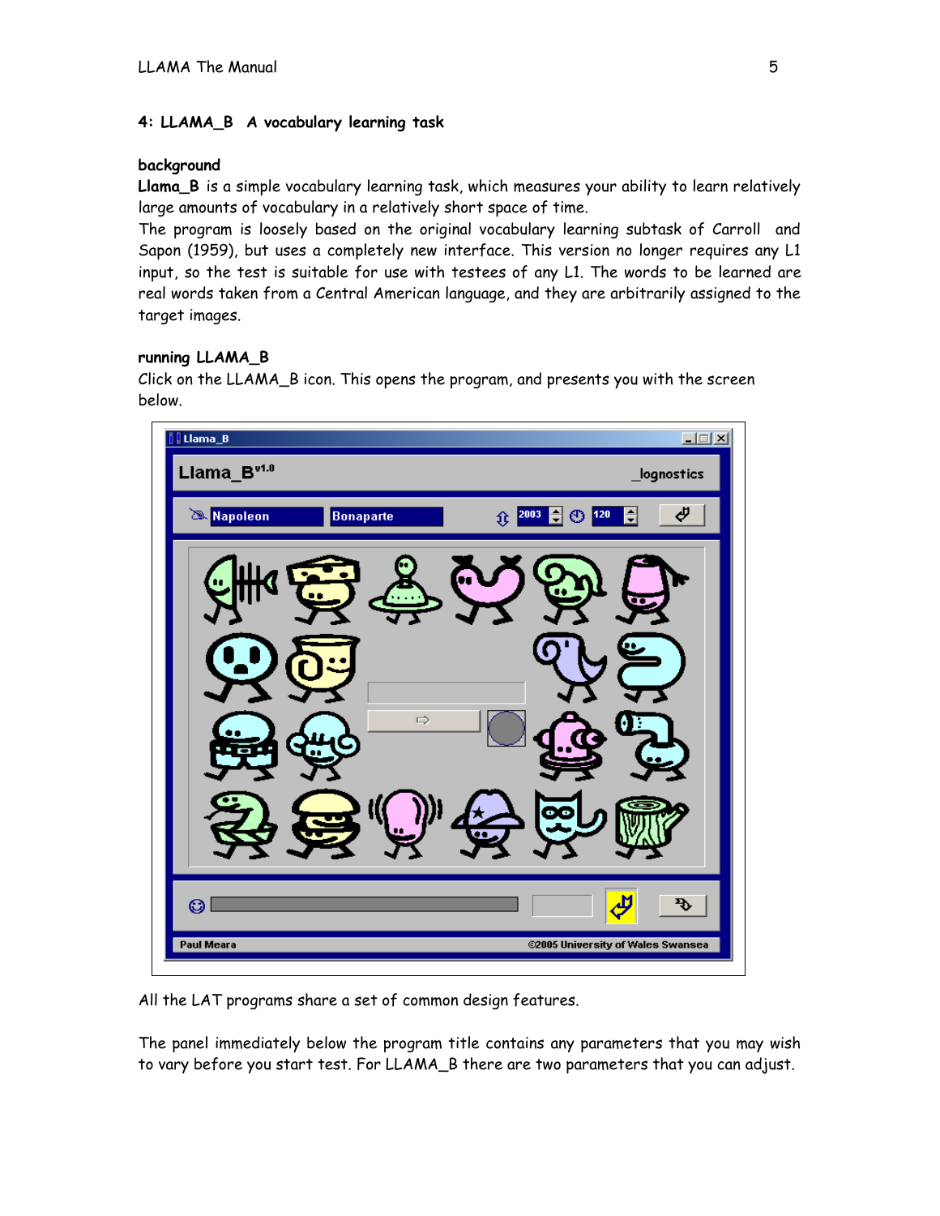## 4: LLAMA_B A vocabulary learning task

### background

**Llama_B** is a simple vocabulary learning task, which measures your ability to learn relatively large amounts of vocabulary in a relatively short space of time.

The program is loosely based on the original vocabulary learning subtask of Carroll and Sapon (1959), but uses a completely new interface. This version no longer requires any L1 input, so the test is suitable for use with testees of any L1. The words to be learned are real words taken from a Central American language, and they are arbitrarily assigned to the target images.

### running LLAMA_B

Click on the LLAMA_B icon. This opens the program, and presents you with the screen below.

All the LAT programs share a set of common design features.

The panel immediately below the program title contains any parameters that you may wish to vary before you start test. For LLAMA_B there are two parameters that you can adjust.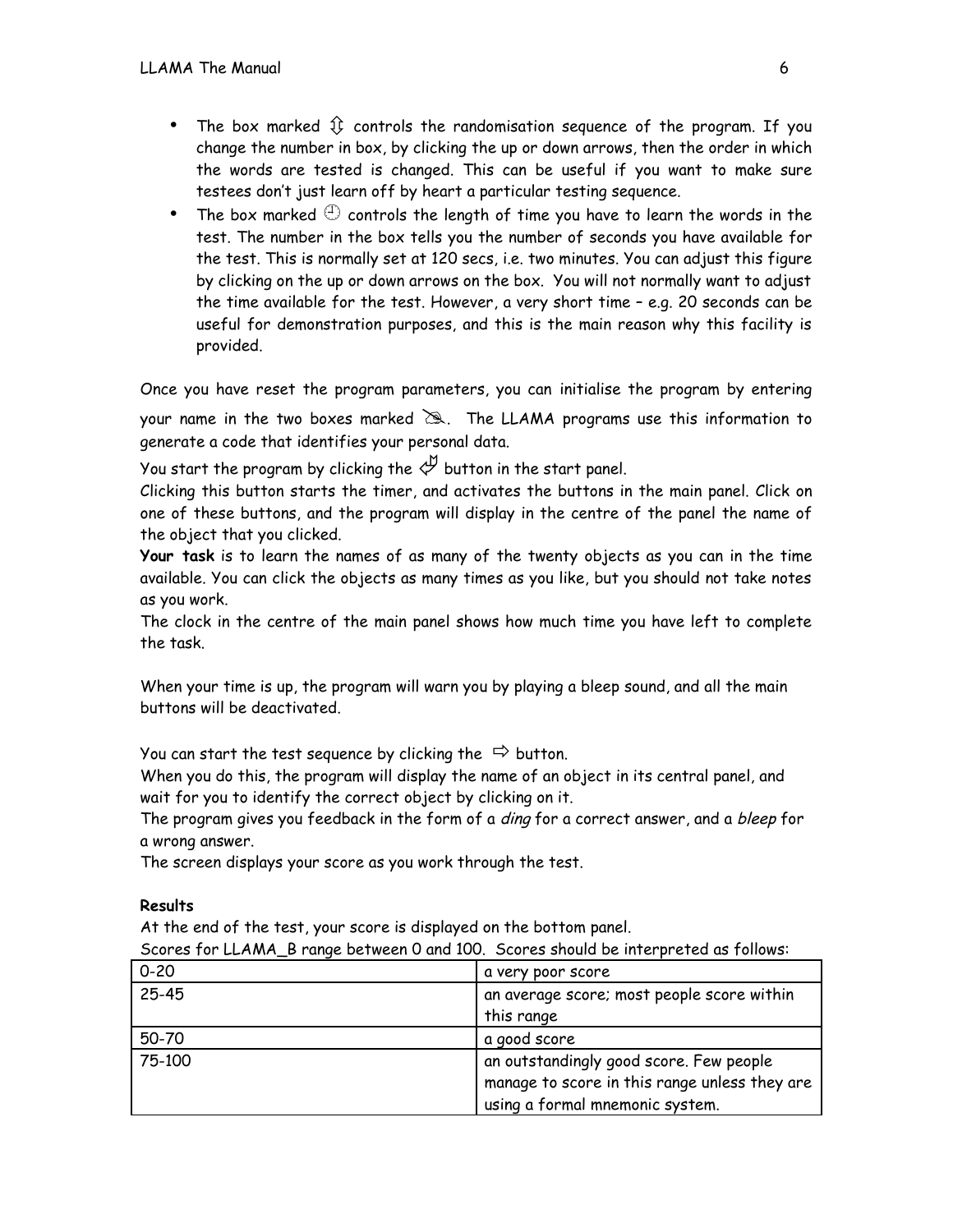- The box marked ⇳ controls the randomisation sequence of the program. If you change the number in box, by clicking the up or down arrows, then the order in which the words are tested is changed. This can be useful if you want to make sure testees don't just learn off by heart a particular testing sequence.
- The box marked 🕒 controls the length of time you have to learn the words in the test. The number in the box tells you the number of seconds you have available for the test. This is normally set at 120 secs, i.e. two minutes. You can adjust this figure by clicking on the up or down arrows on the box. You will not normally want to adjust the time available for the test. However, a very short time – e.g. 20 seconds can be useful for demonstration purposes, and this is the main reason why this facility is provided.

Once you have reset the program parameters, you can initialise the program by entering your name in the two boxes marked ✍. The LLAMA programs use this information to generate a code that identifies your personal data.

You start the program by clicking the ⇦ button in the start panel.

Clicking this button starts the timer, and activates the buttons in the main panel. Click on one of these buttons, and the program will display in the centre of the panel the name of the object that you clicked.

**Your task** is to learn the names of as many of the twenty objects as you can in the time available. You can click the objects as many times as you like, but you should not take notes as you work.

The clock in the centre of the main panel shows how much time you have left to complete the task.

When your time is up, the program will warn you by playing a bleep sound, and all the main buttons will be deactivated.

You can start the test sequence by clicking the ⇨ button.

When you do this, the program will display the name of an object in its central panel, and wait for you to identify the correct object by clicking on it.

The program gives you feedback in the form of a *ding* for a correct answer, and a *bleep* for a wrong answer.

The screen displays your score as you work through the test.

**Results**

At the end of the test, your score is displayed on the bottom panel.

Scores for LLAMA_B range between 0 and 100. Scores should be interpreted as follows:

| 0-20 | a very poor score |
|---|---|
| 25-45 | an average score; most people score within this range |
| 50-70 | a good score |
| 75-100 | an outstandingly good score. Few people manage to score in this range unless they are using a formal mnemonic system. |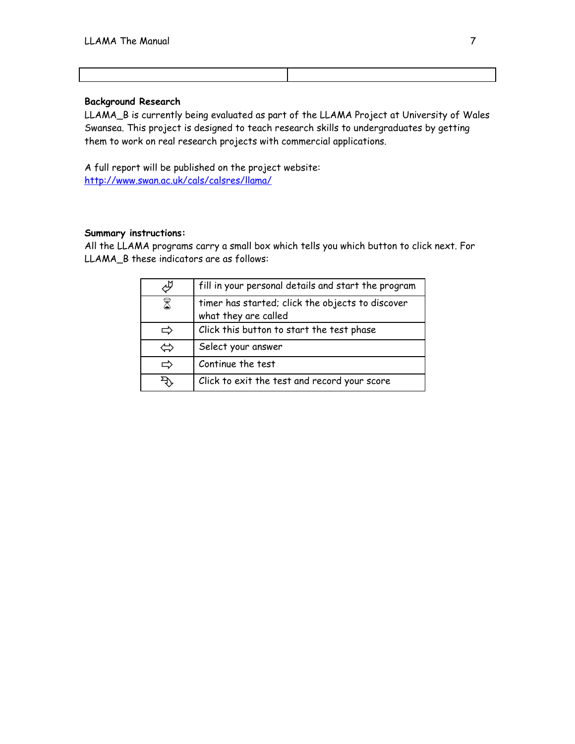| | |
|---|---|

**Background Research**

LLAMA_B is currently being evaluated as part of the LLAMA Project at University of Wales Swansea. This project is designed to teach research skills to undergraduates by getting them to work on real research projects with commercial applications.

A full report will be published on the project website:
[http://www.swan.ac.uk/cals/calsres/llama/](http://www.swan.ac.uk/cals/calsres/llama/)

**Summary instructions:**

All the LLAMA programs carry a small box which tells you which button to click next. For LLAMA_B these indicators are as follows:

| | |
|---|---|
| ⮰ | fill in your personal details and start the program |
| ⌛ | timer has started; click the objects to discover what they are called |
| ⇨ | Click this button to start the test phase |
| ⇔ | Select your answer |
| ⇨ | Continue the test |
| ⮷ | Click to exit the test and record your score |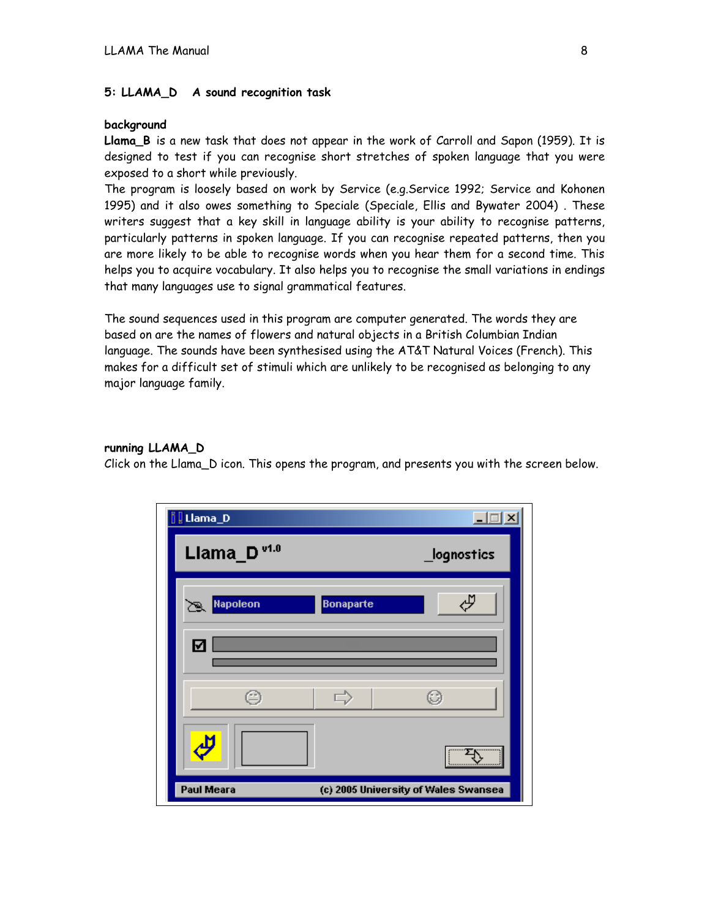## 5: LLAMA_D A sound recognition task

**background**

**Llama_B** is a new task that does not appear in the work of Carroll and Sapon (1959). It is designed to test if you can recognise short stretches of spoken language that you were exposed to a short while previously.

The program is loosely based on work by Service (e.g.Service 1992; Service and Kohonen 1995) and it also owes something to Speciale (Speciale, Ellis and Bywater 2004) . These writers suggest that a key skill in language ability is your ability to recognise patterns, particularly patterns in spoken language. If you can recognise repeated patterns, then you are more likely to be able to recognise words when you hear them for a second time. This helps you to acquire vocabulary. It also helps you to recognise the small variations in endings that many languages use to signal grammatical features.

The sound sequences used in this program are computer generated. The words they are based on are the names of flowers and natural objects in a British Columbian Indian language. The sounds have been synthesised using the AT&T Natural Voices (French). This makes for a difficult set of stimuli which are unlikely to be recognised as belonging to any major language family.

**running LLAMA_D**

Click on the Llama_D icon. This opens the program, and presents you with the screen below.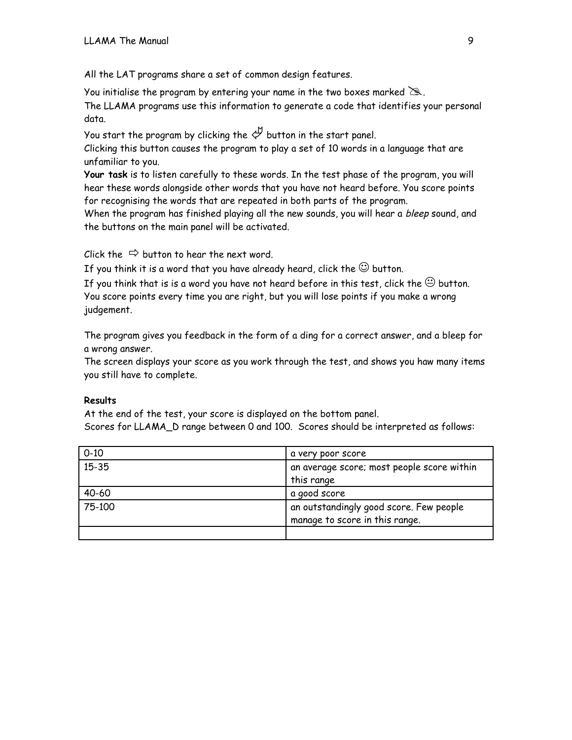All the LAT programs share a set of common design features.

You initialise the program by entering your name in the two boxes marked ✍.
The LLAMA programs use this information to generate a code that identifies your personal data.

You start the program by clicking the ⇙ button in the start panel.
Clicking this button causes the program to play a set of 10 words in a language that are unfamiliar to you.
**Your task** is to listen carefully to these words. In the test phase of the program, you will hear these words alongside other words that you have not heard before. You score points for recognising the words that are repeated in both parts of the program.
When the program has finished playing all the new sounds, you will hear a *bleep* sound, and the buttons on the main panel will be activated.

Click the ⇨ button to hear the next word.
If you think it is a word that you have already heard, click the ☺ button.
If you think that is is a word you have not heard before in this test, click the 😐 button.
You score points every time you are right, but you will lose points if you make a wrong judgement.

The program gives you feedback in the form of a ding for a correct answer, and a bleep for a wrong answer.
The screen displays your score as you work through the test, and shows you haw many items you still have to complete.

**Results**

At the end of the test, your score is displayed on the bottom panel.
Scores for LLAMA_D range between 0 and 100. Scores should be interpreted as follows:

| | |
|---|---|
| 0-10 | a very poor score |
| 15-35 | an average score; most people score within this range |
| 40-60 | a good score |
| 75-100 | an outstandingly good score. Few people manage to score in this range. |
| | |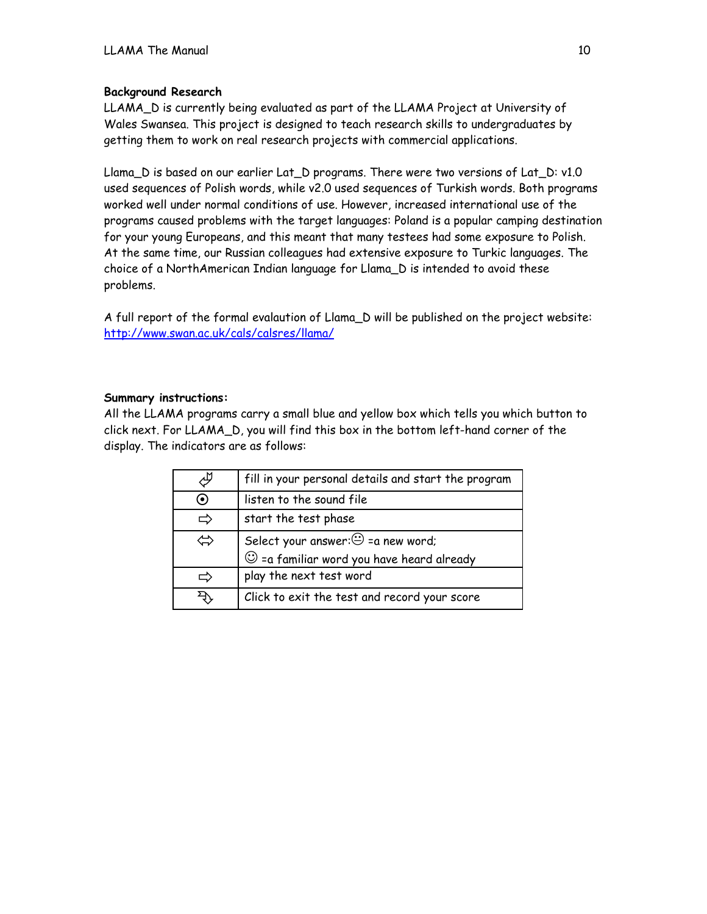**Background Research**
LLAMA_D is currently being evaluated as part of the LLAMA Project at University of Wales Swansea. This project is designed to teach research skills to undergraduates by getting them to work on real research projects with commercial applications.

Llama_D is based on our earlier Lat_D programs. There were two versions of Lat_D: v1.0 used sequences of Polish words, while v2.0 used sequences of Turkish words. Both programs worked well under normal conditions of use. However, increased international use of the programs caused problems with the target languages: Poland is a popular camping destination for your young Europeans, and this meant that many testees had some exposure to Polish. At the same time, our Russian colleagues had extensive exposure to Turkic languages. The choice of a NorthAmerican Indian language for Llama_D is intended to avoid these problems.

A full report of the formal evalaution of Llama_D will be published on the project website: http://www.swan.ac.uk/cals/calsres/llama/

**Summary instructions:**
All the LLAMA programs carry a small blue and yellow box which tells you which button to click next. For LLAMA_D, you will find this box in the bottom left-hand corner of the display. The indicators are as follows:

| | |
|---|---|
| ⮰ | fill in your personal details and start the program |
| ⊙ | listen to the sound file |
| ⇨ | start the test phase |
| ⇔ | Select your answer: 😐 =a new word; ☺ =a familiar word you have heard already |
| ⇨ | play the next test word |
| ⮱ | Click to exit the test and record your score |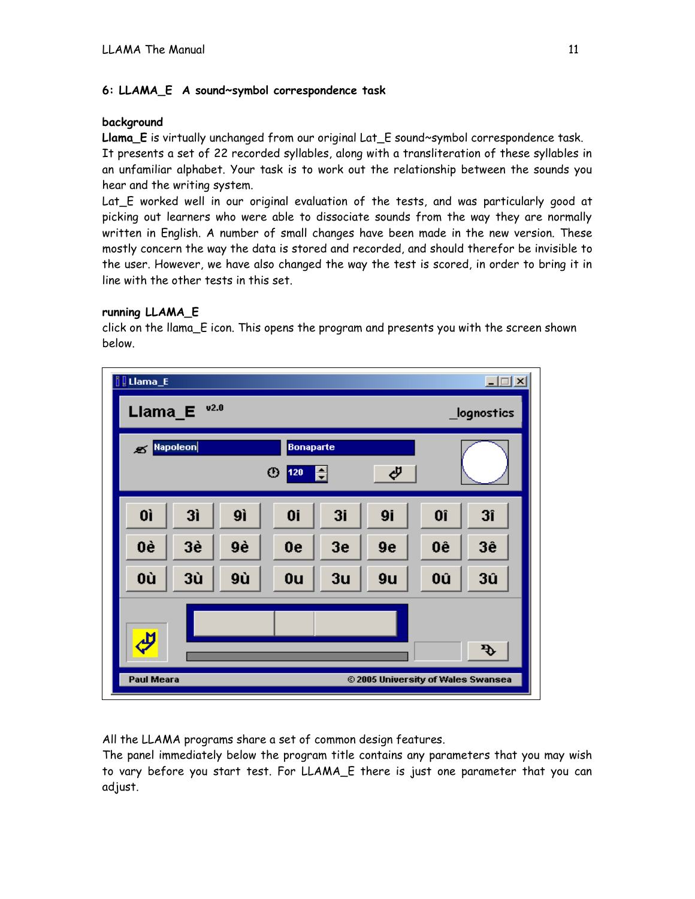### 6: LLAMA_E A sound~symbol correspondence task

**background**

**Llama_E** is virtually unchanged from our original Lat_E sound~symbol correspondence task. It presents a set of 22 recorded syllables, along with a transliteration of these syllables in an unfamiliar alphabet. Your task is to work out the relationship between the sounds you hear and the writing system.

Lat_E worked well in our original evaluation of the tests, and was particularly good at picking out learners who were able to dissociate sounds from the way they are normally written in English. A number of small changes have been made in the new version. These mostly concern the way the data is stored and recorded, and should therefor be invisible to the user. However, we have also changed the way the test is scored, in order to bring it in line with the other tests in this set.

**running LLAMA_E**

click on the llama_E icon. This opens the program and presents you with the screen shown below.

All the LLAMA programs share a set of common design features.

The panel immediately below the program title contains any parameters that you may wish to vary before you start test. For LLAMA_E there is just one parameter that you can adjust.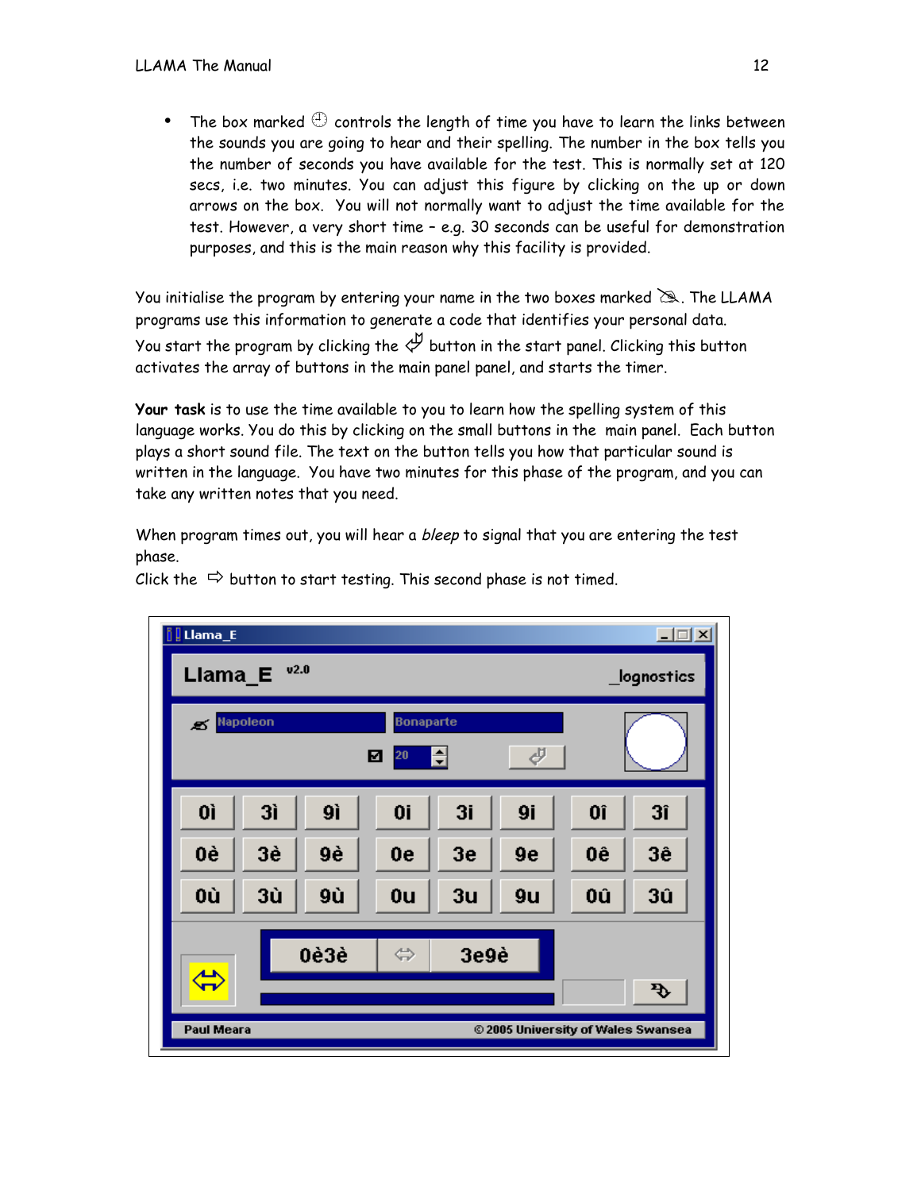- The box marked ⌚ controls the length of time you have to learn the links between the sounds you are going to hear and their spelling. The number in the box tells you the number of seconds you have available for the test. This is normally set at 120 secs, i.e. two minutes. You can adjust this figure by clicking on the up or down arrows on the box. You will not normally want to adjust the time available for the test. However, a very short time – e.g. 30 seconds can be useful for demonstration purposes, and this is the main reason why this facility is provided.

You initialise the program by entering your name in the two boxes marked ✍. The LLAMA programs use this information to generate a code that identifies your personal data. You start the program by clicking the ☞ button in the start panel. Clicking this button activates the array of buttons in the main panel panel, and starts the timer.

**Your task** is to use the time available to you to learn how the spelling system of this language works. You do this by clicking on the small buttons in the main panel. Each button plays a short sound file. The text on the button tells you how that particular sound is written in the language. You have two minutes for this phase of the program, and you can take any written notes that you need.

When program times out, you will hear a *bleep* to signal that you are entering the test phase.

Click the ⇨ button to start testing. This second phase is not timed.

Llama_E

Llama_E v2.0 _lognostics

Napoleon Bonaparte

20

| 0ì | 3ì | 9ì | 0i | 3i | 9i | 0î | 3î |
|---|---|---|---|---|---|---|---|
| 0è | 3è | 9è | 0e | 3e | 9e | 0ê | 3ê |
| 0ù | 3ù | 9ù | 0u | 3u | 9u | 0û | 3û |

0è3è ⇔ 3e9è

Paul Meara © 2005 University of Wales Swansea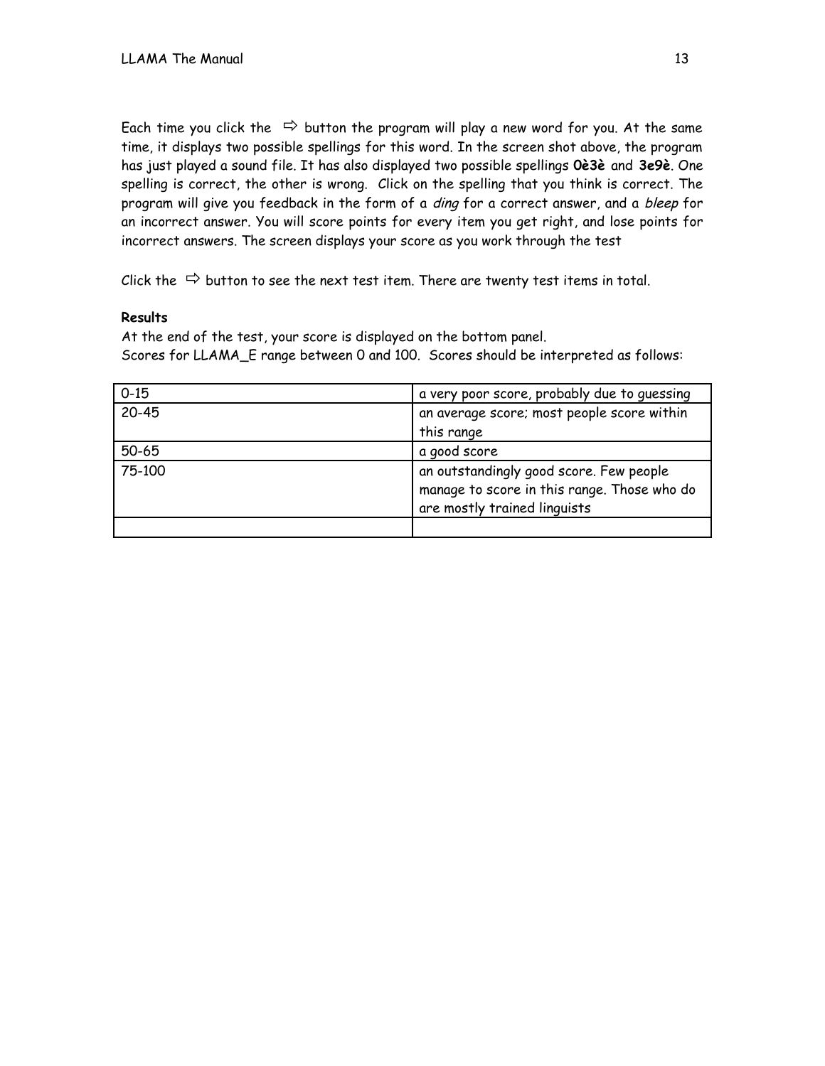Each time you click the ⇨ button the program will play a new word for you. At the same time, it displays two possible spellings for this word. In the screen shot above, the program has just played a sound file. It has also displayed two possible spellings **0è3è** and **3e9è**. One spelling is correct, the other is wrong. Click on the spelling that you think is correct. The program will give you feedback in the form of a *ding* for a correct answer, and a *bleep* for an incorrect answer. You will score points for every item you get right, and lose points for incorrect answers. The screen displays your score as you work through the test

Click the ⇨ button to see the next test item. There are twenty test items in total.

**Results**

At the end of the test, your score is displayed on the bottom panel.
Scores for LLAMA_E range between 0 and 100. Scores should be interpreted as follows:

| | |
|---|---|
| 0-15 | a very poor score, probably due to guessing |
| 20-45 | an average score; most people score within this range |
| 50-65 | a good score |
| 75-100 | an outstandingly good score. Few people manage to score in this range. Those who do are mostly trained linguists |
| | |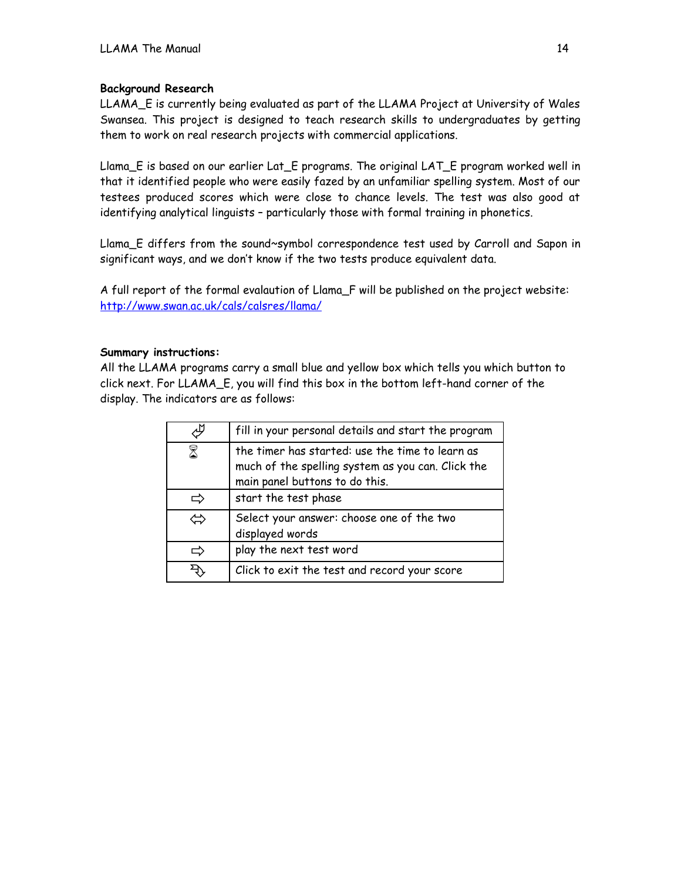**Background Research**

LLAMA_E is currently being evaluated as part of the LLAMA Project at University of Wales Swansea. This project is designed to teach research skills to undergraduates by getting them to work on real research projects with commercial applications.

Llama_E is based on our earlier Lat_E programs. The original LAT_E program worked well in that it identified people who were easily fazed by an unfamiliar spelling system. Most of our testees produced scores which were close to chance levels. The test was also good at identifying analytical linguists – particularly those with formal training in phonetics.

Llama_E differs from the sound~symbol correspondence test used by Carroll and Sapon in significant ways, and we don't know if the two tests produce equivalent data.

A full report of the formal evalaution of Llama_F will be published on the project website: http://www.swan.ac.uk/cals/calsres/llama/

**Summary instructions:**

All the LLAMA programs carry a small blue and yellow box which tells you which button to click next. For LLAMA_E, you will find this box in the bottom left-hand corner of the display. The indicators are as follows:

| | |
|---|---|
| ⮰ | fill in your personal details and start the program |
| ⌛ | the timer has started: use the time to learn as much of the spelling system as you can. Click the main panel buttons to do this. |
| ⇨ | start the test phase |
| ⇔ | Select your answer: choose one of the two displayed words |
| ⇨ | play the next test word |
| ⮯ | Click to exit the test and record your score |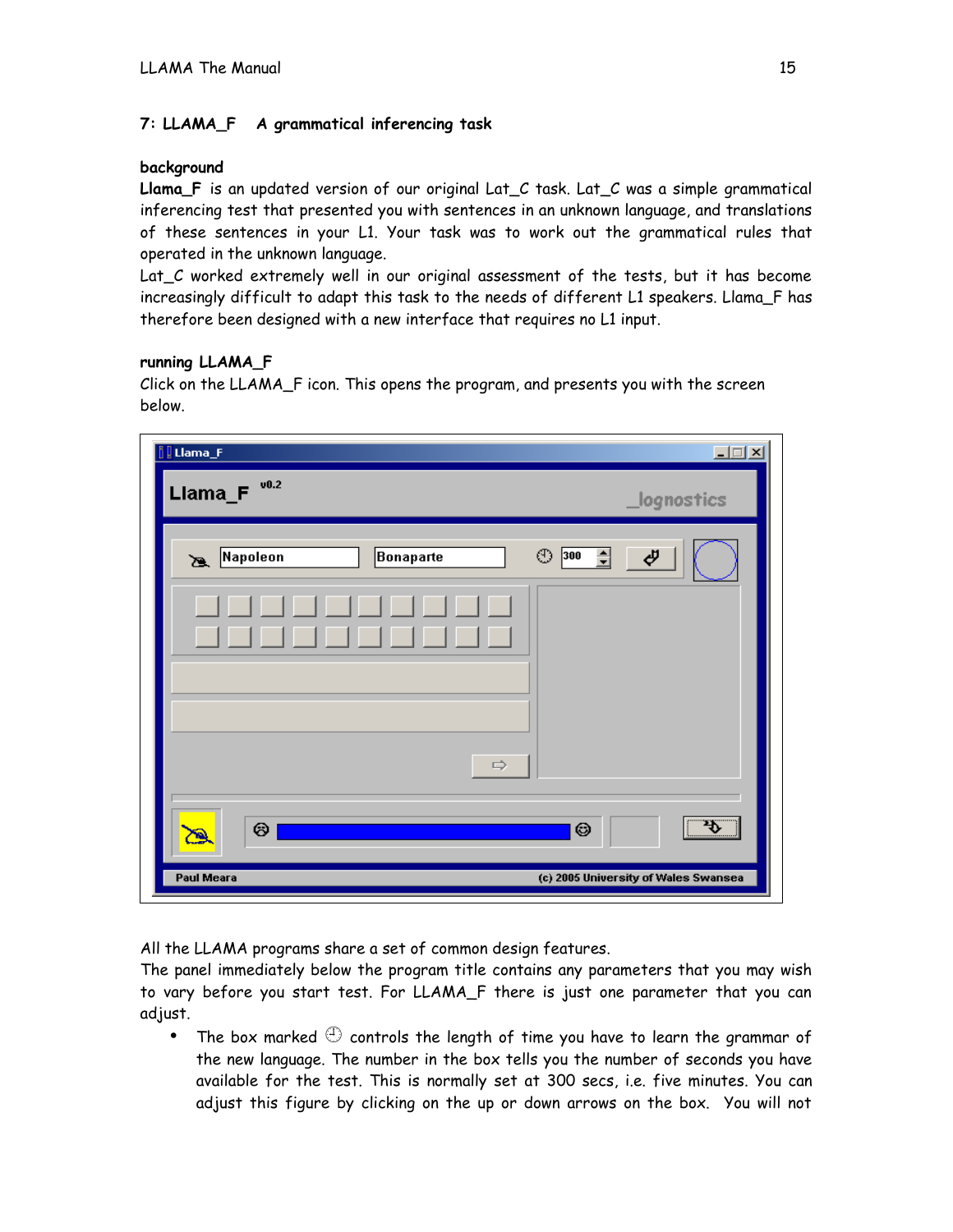## 7: LLAMA_F A grammatical inferencing task

**background**

**Llama_F** is an updated version of our original Lat_C task. Lat_C was a simple grammatical inferencing test that presented you with sentences in an unknown language, and translations of these sentences in your L1. Your task was to work out the grammatical rules that operated in the unknown language.

Lat_C worked extremely well in our original assessment of the tests, but it has become increasingly difficult to adapt this task to the needs of different L1 speakers. Llama_F has therefore been designed with a new interface that requires no L1 input.

**running LLAMA_F**

Click on the LLAMA_F icon. This opens the program, and presents you with the screen below.

All the LLAMA programs share a set of common design features.

The panel immediately below the program title contains any parameters that you may wish to vary before you start test. For LLAMA_F there is just one parameter that you can adjust.

- The box marked ⏱ controls the length of time you have to learn the grammar of the new language. The number in the box tells you the number of seconds you have available for the test. This is normally set at 300 secs, i.e. five minutes. You can adjust this figure by clicking on the up or down arrows on the box. You will not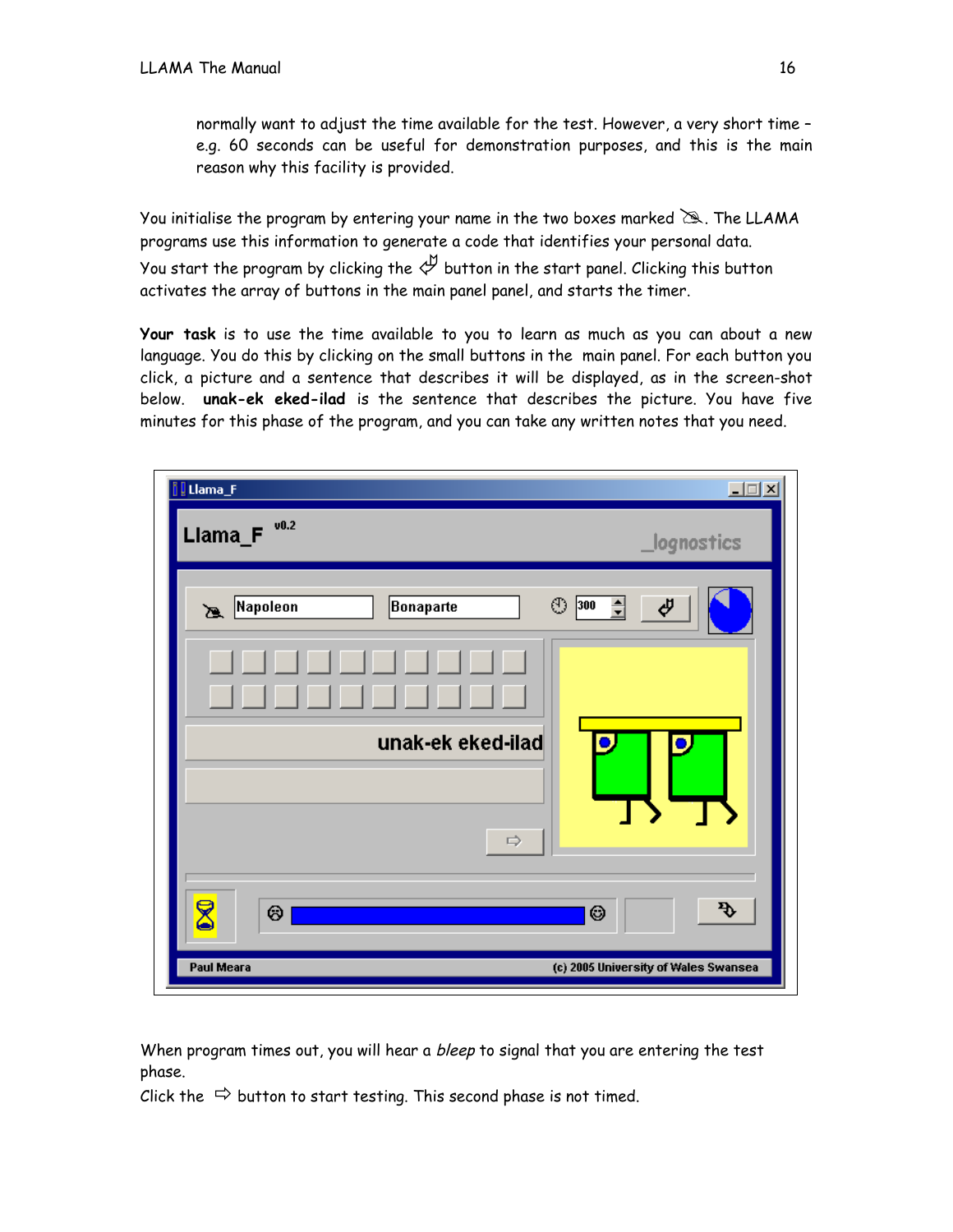normally want to adjust the time available for the test. However, a very short time – e.g. 60 seconds can be useful for demonstration purposes, and this is the main reason why this facility is provided.

You initialise the program by entering your name in the two boxes marked ✍. The LLAMA programs use this information to generate a code that identifies your personal data.
You start the program by clicking the ⏎ button in the start panel. Clicking this button activates the array of buttons in the main panel panel, and starts the timer.

**Your task** is to use the time available to you to learn as much as you can about a new language. You do this by clicking on the small buttons in the main panel. For each button you click, a picture and a sentence that describes it will be displayed, as in the screen-shot below. **unak-ek eked-ilad** is the sentence that describes the picture. You have five minutes for this phase of the program, and you can take any written notes that you need.

When program times out, you will hear a *bleep* to signal that you are entering the test phase.
Click the ⇨ button to start testing. This second phase is not timed.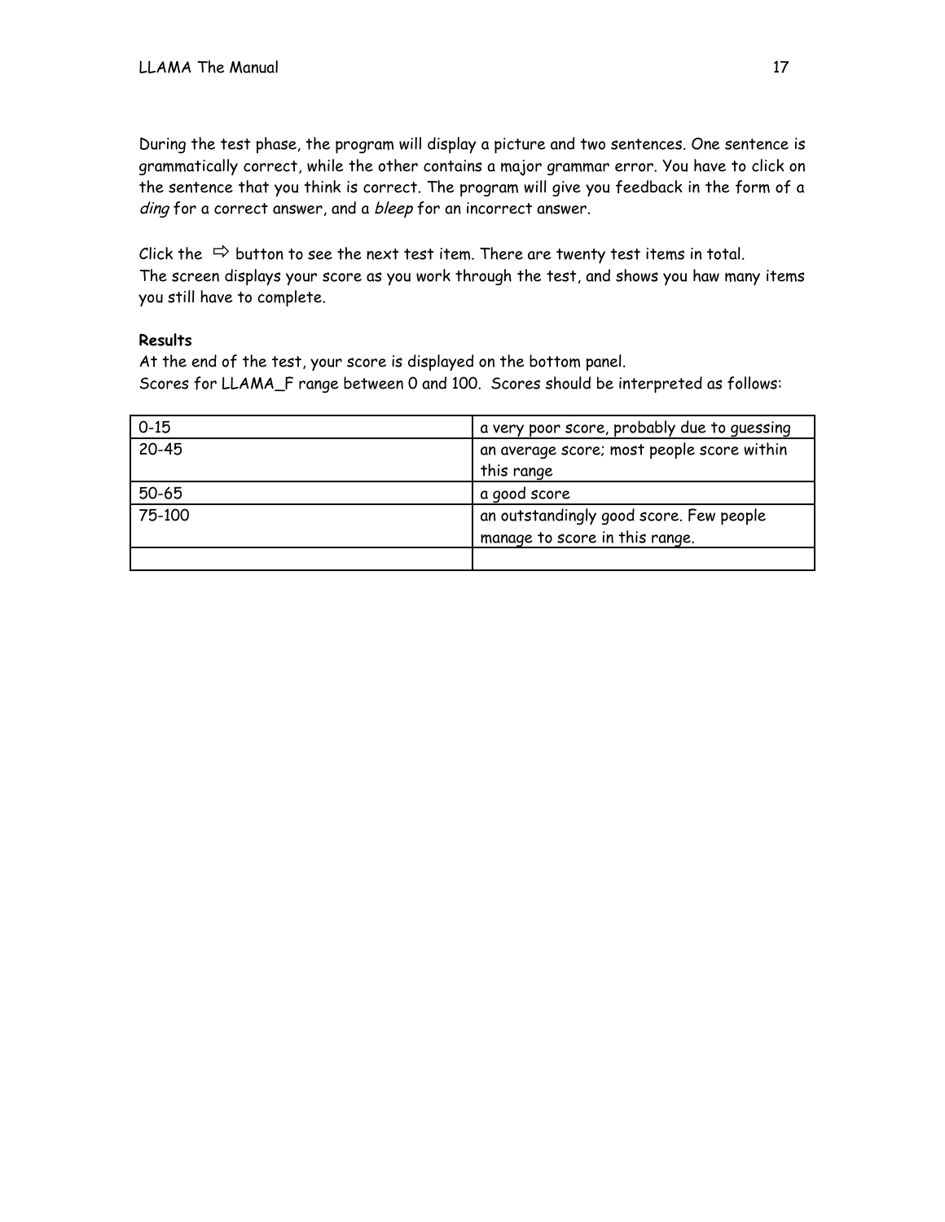During the test phase, the program will display a picture and two sentences. One sentence is grammatically correct, while the other contains a major grammar error. You have to click on the sentence that you think is correct. The program will give you feedback in the form of a *ding* for a correct answer, and a *bleep* for an incorrect answer.

Click the ⇨ button to see the next test item. There are twenty test items in total. The screen displays your score as you work through the test, and shows you haw many items you still have to complete.

**Results**

At the end of the test, your score is displayed on the bottom panel.
Scores for LLAMA_F range between 0 and 100. Scores should be interpreted as follows:

| | |
|---|---|
| 0-15 | a very poor score, probably due to guessing |
| 20-45 | an average score; most people score within this range |
| 50-65 | a good score |
| 75-100 | an outstandingly good score. Few people manage to score in this range. |
| | |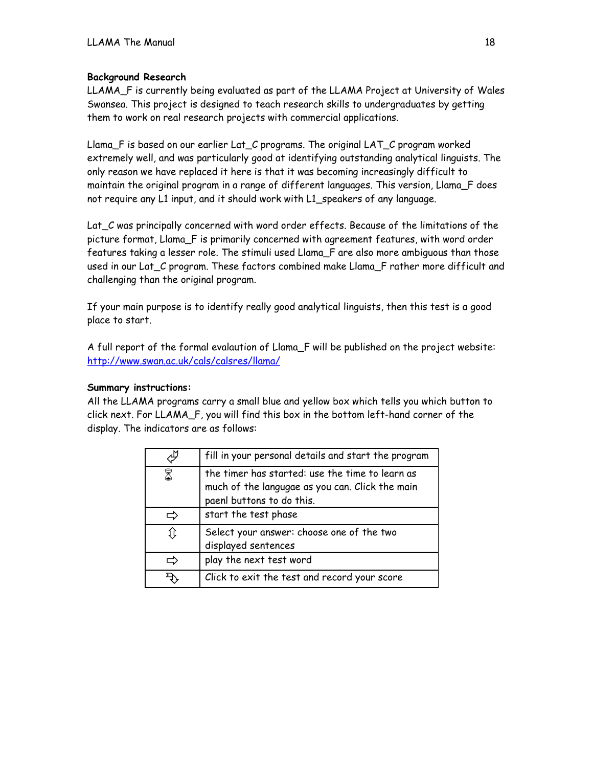**Background Research**

LLAMA_F is currently being evaluated as part of the LLAMA Project at University of Wales Swansea. This project is designed to teach research skills to undergraduates by getting them to work on real research projects with commercial applications.

Llama_F is based on our earlier Lat_C programs. The original LAT_C program worked extremely well, and was particularly good at identifying outstanding analytical linguists. The only reason we have replaced it here is that it was becoming increasingly difficult to maintain the original program in a range of different languages. This version, Llama_F does not require any L1 input, and it should work with L1_speakers of any language.

Lat_C was principally concerned with word order effects. Because of the limitations of the picture format, Llama_F is primarily concerned with agreement features, with word order features taking a lesser role. The stimuli used Llama_F are also more ambiguous than those used in our Lat_C program. These factors combined make Llama_F rather more difficult and challenging than the original program.

If your main purpose is to identify really good analytical linguists, then this test is a good place to start.

A full report of the formal evalaution of Llama_F will be published on the project website: http://www.swan.ac.uk/cals/calsres/llama/

**Summary instructions:**

All the LLAMA programs carry a small blue and yellow box which tells you which button to click next. For LLAMA_F, you will find this box in the bottom left-hand corner of the display. The indicators are as follows:

| | |
|---|---|
| ⮰ | fill in your personal details and start the program |
| ⌛ | the timer has started: use the time to learn as much of the langugae as you can. Click the main paenl buttons to do this. |
| ⇨ | start the test phase |
| ⇳ | Select your answer: choose one of the two displayed sentences |
| ⇨ | play the next test word |
| ⮯ | Click to exit the test and record your score |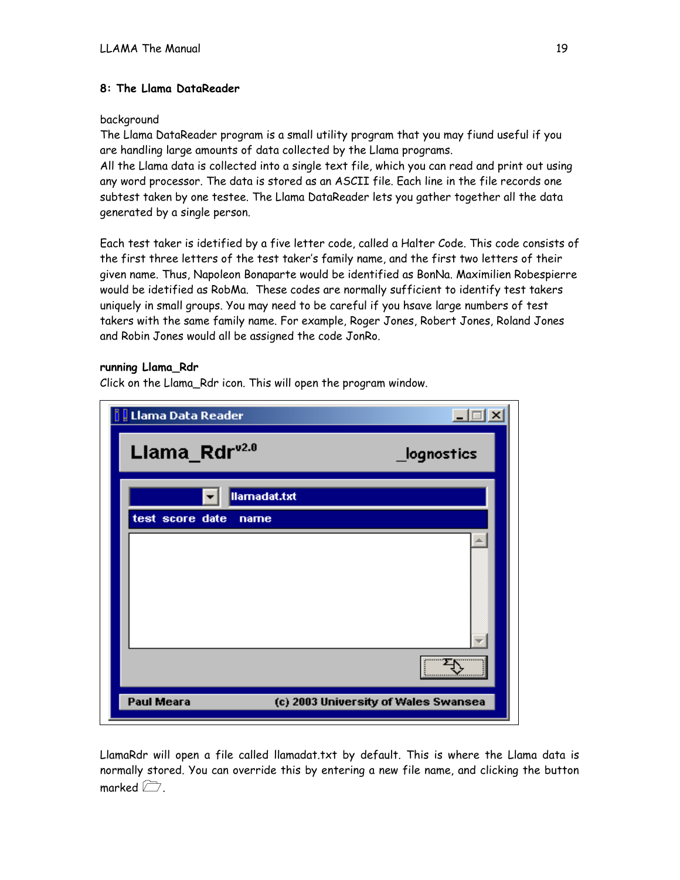## 8: The Llama DataReader

background

The Llama DataReader program is a small utility program that you may fiund useful if you are handling large amounts of data collected by the Llama programs.
All the Llama data is collected into a single text file, which you can read and print out using any word processor. The data is stored as an ASCII file. Each line in the file records one subtest taken by one testee. The Llama DataReader lets you gather together all the data generated by a single person.

Each test taker is idetified by a five letter code, called a Halter Code. This code consists of the first three letters of the test taker's family name, and the first two letters of their given name. Thus, Napoleon Bonaparte would be identified as BonNa. Maximilien Robespierre would be idetified as RobMa. These codes are normally sufficient to identify test takers uniquely in small groups. You may need to be careful if you hsave large numbers of test takers with the same family name. For example, Roger Jones, Robert Jones, Roland Jones and Robin Jones would all be assigned the code JonRo.

**running Llama_Rdr**

Click on the Llama_Rdr icon. This will open the program window.

LlamaRdr will open a file called llamadat.txt by default. This is where the Llama data is normally stored. You can override this by entering a new file name, and clicking the button marked 🗁.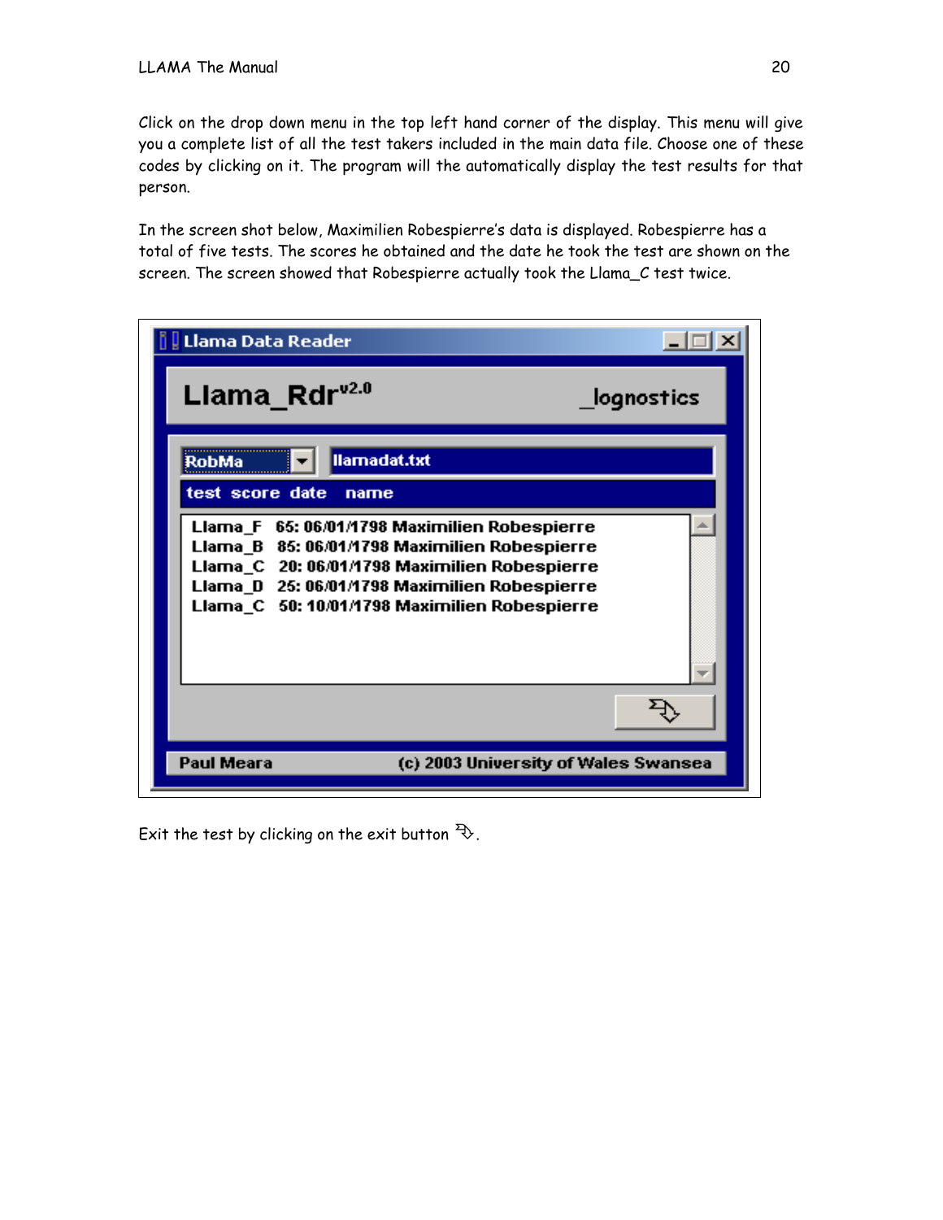Click on the drop down menu in the top left hand corner of the display. This menu will give you a complete list of all the test takers included in the main data file. Choose one of these codes by clicking on it. The program will the automatically display the test results for that person.

In the screen shot below, Maximilien Robespierre's data is displayed. Robespierre has a total of five tests. The scores he obtained and the date he took the test are shown on the screen. The screen showed that Robespierre actually took the Llama_C test twice.

Llama Data Reader

Llama_Rdr$^{v2.0}$ _lognostics

RobMa llamadat.txt

test score date name

```
Llama_F  65: 06/01/1798 Maximilien Robespierre
Llama_B  85: 06/01/1798 Maximilien Robespierre
Llama_C  20: 06/01/1798 Maximilien Robespierre
Llama_D  25: 06/01/1798 Maximilien Robespierre
Llama_C  50: 10/01/1798 Maximilien Robespierre
```

Paul Meara (c) 2003 University of Wales Swansea

Exit the test by clicking on the exit button.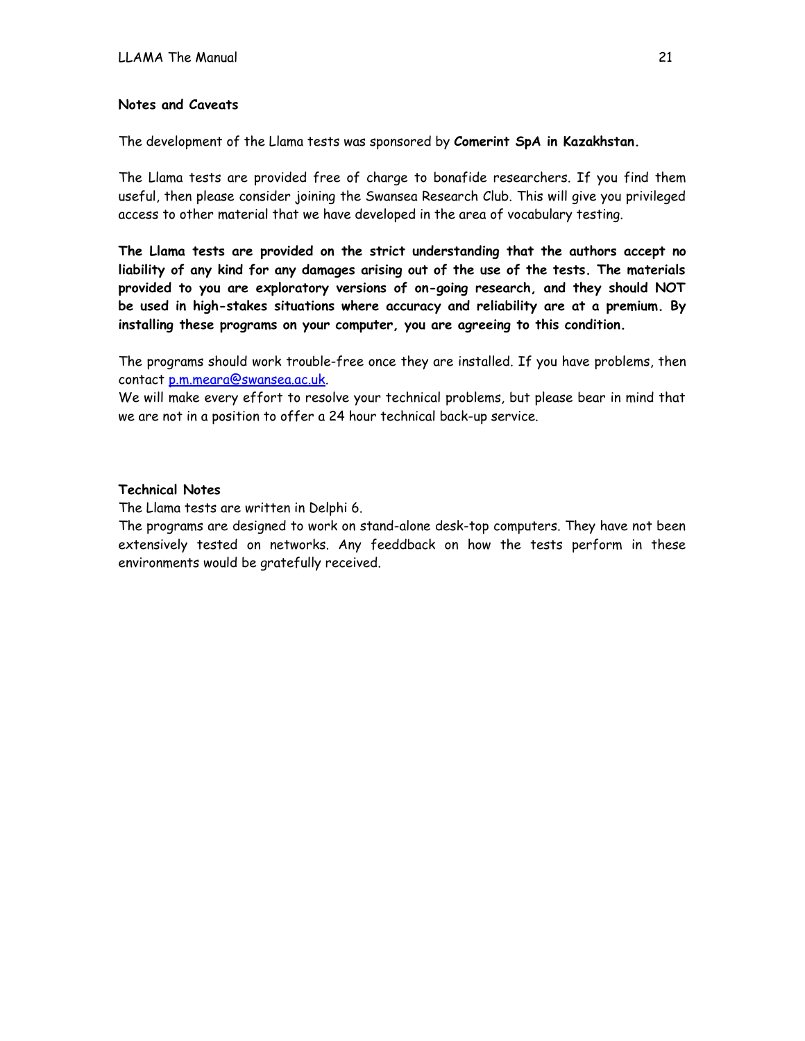**Notes and Caveats**

The development of the Llama tests was sponsored by **Comerint SpA in Kazakhstan.**

The Llama tests are provided free of charge to bonafide researchers. If you find them useful, then please consider joining the Swansea Research Club. This will give you privileged access to other material that we have developed in the area of vocabulary testing.

**The Llama tests are provided on the strict understanding that the authors accept no liability of any kind for any damages arising out of the use of the tests. The materials provided to you are exploratory versions of on-going research, and they should NOT be used in high-stakes situations where accuracy and reliability are at a premium. By installing these programs on your computer, you are agreeing to this condition.**

The programs should work trouble-free once they are installed. If you have problems, then contact p.m.meara@swansea.ac.uk.
We will make every effort to resolve your technical problems, but please bear in mind that we are not in a position to offer a 24 hour technical back-up service.

**Technical Notes**

The Llama tests are written in Delphi 6.
The programs are designed to work on stand-alone desk-top computers. They have not been extensively tested on networks. Any feeddback on how the tests perform in these environments would be gratefully received.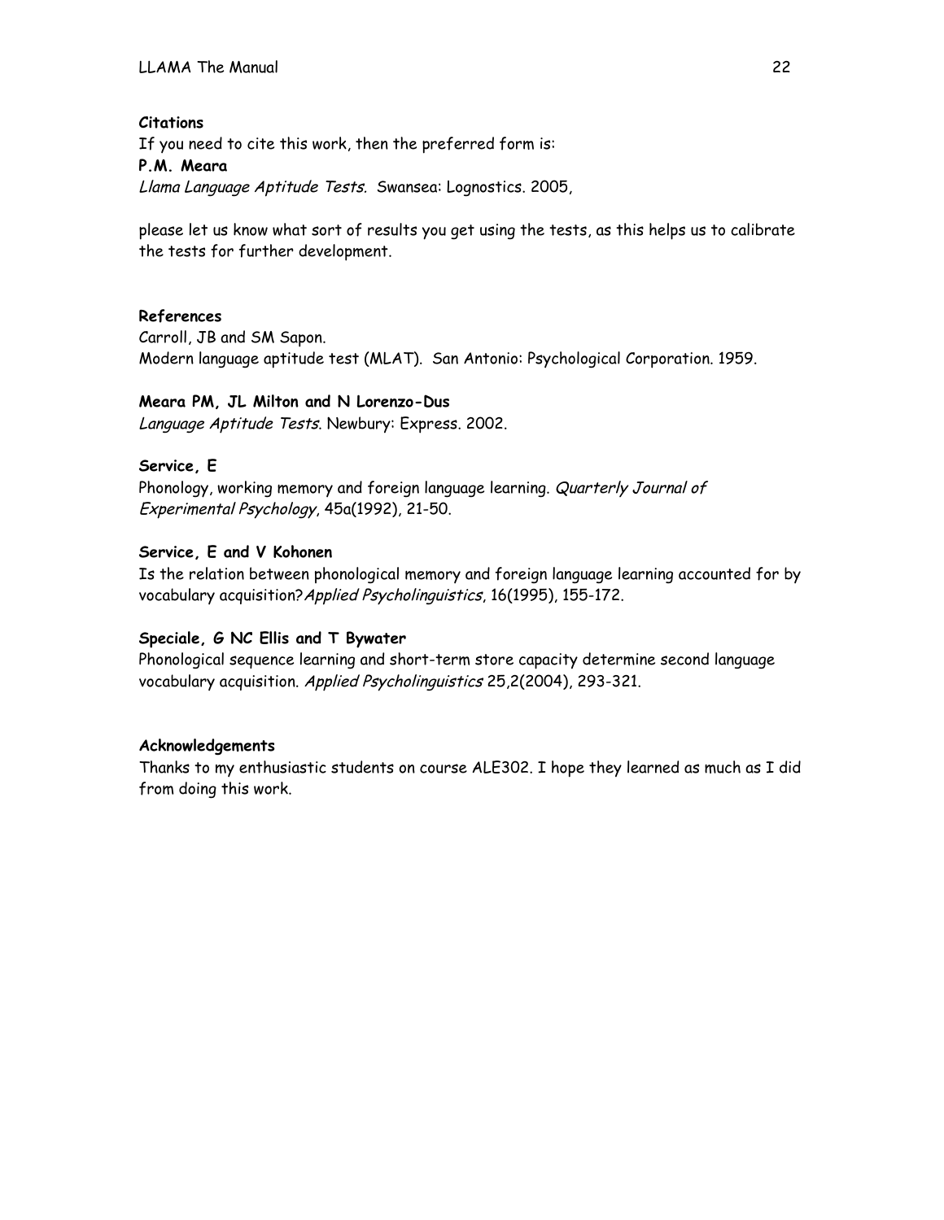### Citations

If you need to cite this work, then the preferred form is:

**P.M. Meara**
*Llama Language Aptitude Tests*. Swansea: Lognostics. 2005,

please let us know what sort of results you get using the tests, as this helps us to calibrate the tests for further development.

### References

Carroll, JB and SM Sapon.
Modern language aptitude test (MLAT). San Antonio: Psychological Corporation. 1959.

**Meara PM, JL Milton and N Lorenzo-Dus**
*Language Aptitude Tests*. Newbury: Express. 2002.

**Service, E**
Phonology, working memory and foreign language learning. *Quarterly Journal of Experimental Psychology*, 45a(1992), 21-50.

**Service, E and V Kohonen**
Is the relation between phonological memory and foreign language learning accounted for by vocabulary acquisition?*Applied Psycholinguistics*, 16(1995), 155-172.

**Speciale, G NC Ellis and T Bywater**
Phonological sequence learning and short-term store capacity determine second language vocabulary acquisition. *Applied Psycholinguistics* 25,2(2004), 293-321.

### Acknowledgements

Thanks to my enthusiastic students on course ALE302. I hope they learned as much as I did from doing this work.